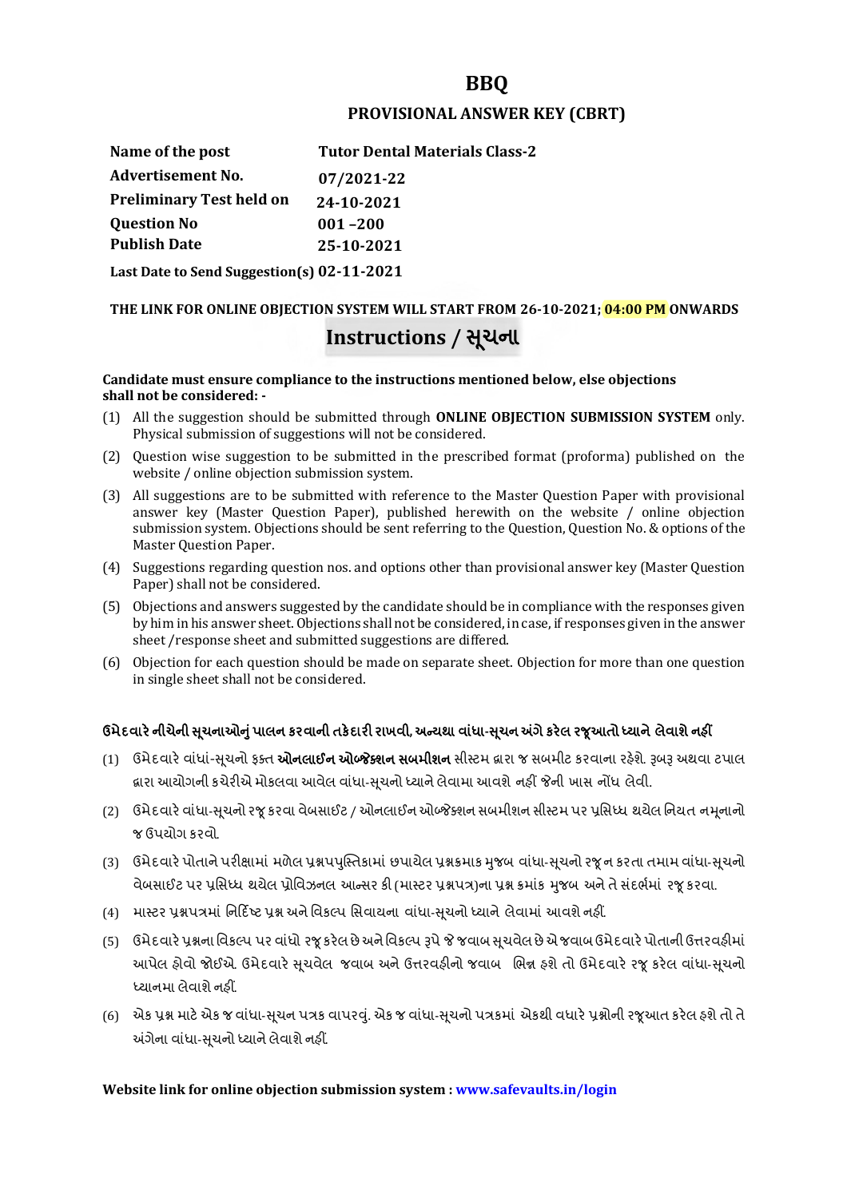# BBQ

## PROVISIONAL ANSWER KEY (CBRT)

| | |
|---|---|
| **Name of the post** | **Tutor Dental Materials Class-2** |
| **Advertisement No.** | **07/2021-22** |
| **Preliminary Test held on** | **24-10-2021** |
| **Question No** | **001 –200** |
| **Publish Date** | **25-10-2021** |
| **Last Date to Send Suggestion(s)** | **02-11-2021** |

**THE LINK FOR ONLINE OBJECTION SYSTEM WILL START FROM 26-10-2021; 04:00 PM ONWARDS**

## Instructions / સૂચના

**Candidate must ensure compliance to the instructions mentioned below, else objections shall not be considered: -**

(1) All the suggestion should be submitted through **ONLINE OBJECTION SUBMISSION SYSTEM** only. Physical submission of suggestions will not be considered.

(2) Question wise suggestion to be submitted in the prescribed format (proforma) published on the website / online objection submission system.

(3) All suggestions are to be submitted with reference to the Master Question Paper with provisional answer key (Master Question Paper), published herewith on the website / online objection submission system. Objections should be sent referring to the Question, Question No. & options of the Master Question Paper.

(4) Suggestions regarding question nos. and options other than provisional answer key (Master Question Paper) shall not be considered.

(5) Objections and answers suggested by the candidate should be in compliance with the responses given by him in his answer sheet. Objections shall not be considered, in case, if responses given in the answer sheet /response sheet and submitted suggestions are differed.

(6) Objection for each question should be made on separate sheet. Objection for more than one question in single sheet shall not be considered.

**ઉમેદવારે નીચેની સૂચનાઓનું પાલન કરવાની તકેદારી રાખવી, અન્યથા વાંધા-સૂચન અંગે કરેલ રજૂઆતો ધ્યાને લેવાશે નહીં**

(1) ઉમેદવારે વાંધાં-સૂચનો ફક્ત **ઓનલાઈન ઓબ્જેક્શન સબમીશન** સીસ્ટમ દ્વારા જ સબમીટ કરવાના રહેશે. રૂબરૂ અથવા ટપાલ દ્વારા આયોગની કચેરીએ મોકલવા આવેલ વાંધા-સૂચનો ધ્યાને લેવામા આવશે નહીં જેની ખાસ નોંધ લેવી.

(2) ઉમેદવારે વાંધા-સૂચનો રજૂ કરવા વેબસાઈટ / ઓનલાઈન ઓબ્જેક્શન સબમીશન સીસ્ટમ પર પ્રસિધ્ધ થયેલ નિયત નમૂનાનો જ ઉપયોગ કરવો.

(3) ઉમેદવારે પોતાને પરીક્ષામાં મળેલ પ્રશ્નપપુસ્તિકામાં છપાયેલ પ્રશ્નક્રમાક મુજબ વાંધા-સૂચનો રજૂ ન કરતા તમામ વાંધા-સૂચનો વેબસાઈટ પર પ્રસિધ્ધ થયેલ પ્રોવિઝનલ આન્સર કી (માસ્ટર પ્રશ્નપત્ર)ના પ્રશ્ન ક્રમાંક મુજબ અને તે સંદર્ભમાં રજૂ કરવા.

(4) માસ્ટર પ્રશ્નપત્રમાં નિર્દિષ્ટ પ્રશ્ન અને વિકલ્પ સિવાયના વાંધા-સૂચનો ધ્યાને લેવામાં આવશે નહીં.

(5) ઉમેદવારે પ્રશ્નના વિકલ્પ પર વાંધો રજૂ કરેલ છે અને વિકલ્પ રૂપે જે જવાબ સૂચવેલ છે એ જવાબ ઉમેદવારે પોતાની ઉત્તરવહીમાં આપેલ હોવો જોઈએ. ઉમેદવારે સૂચવેલ જવાબ અને ઉત્તરવહીનો જવાબ ભિન્ન હશે તો ઉમેદવારે રજૂ કરેલ વાંધા-સૂચનો ધ્યાનમા લેવાશે નહીં.

(6) એક પ્રશ્ન માટે એક જ વાંધા-સૂચન પત્રક વાપરવું. એક જ વાંધા-સૂચનો પત્રકમાં એકથી વધારે પ્રશ્નોની રજૂઆત કરેલ હશે તો તે અંગેના વાંધા-સૂચનો ધ્યાને લેવાશે નહીં.

**Website link for online objection submission system : www.safevaults.in/login**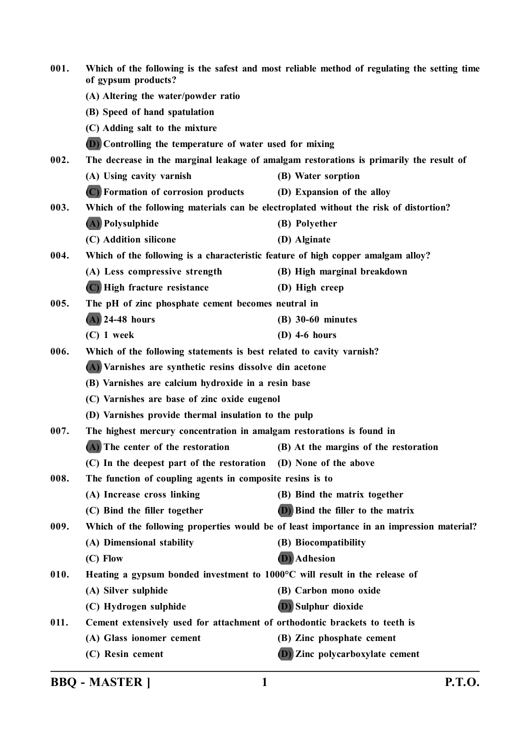001. Which of the following is the safest and most reliable method of regulating the setting time of gypsum products?

(A) Altering the water/powder ratio

(B) Speed of hand spatulation

(C) Adding salt to the mixture

**(D)** Controlling the temperature of water used for mixing

002. The decrease in the marginal leakage of amalgam restorations is primarily the result of

(A) Using cavity varnish

(B) Water sorption

**(C)** Formation of corrosion products

(D) Expansion of the alloy

003. Which of the following materials can be electroplated without the risk of distortion?

**(A)** Polysulphide

(B) Polyether

(C) Addition silicone

(D) Alginate

004. Which of the following is a characteristic feature of high copper amalgam alloy?

(A) Less compressive strength

(B) High marginal breakdown

**(C)** High fracture resistance

(D) High creep

005. The pH of zinc phosphate cement becomes neutral in

**(A)** 24-48 hours

(B) 30-60 minutes

(C) 1 week

(D) 4-6 hours

006. Which of the following statements is best related to cavity varnish?

**(A)** Varnishes are synthetic resins dissolve din acetone

(B) Varnishes are calcium hydroxide in a resin base

(C) Varnishes are base of zinc oxide eugenol

(D) Varnishes provide thermal insulation to the pulp

007. The highest mercury concentration in amalgam restorations is found in

**(A)** The center of the restoration

(B) At the margins of the restoration

(C) In the deepest part of the restoration

(D) None of the above

008. The function of coupling agents in composite resins is to

(A) Increase cross linking

(B) Bind the matrix together

(C) Bind the filler together

**(D)** Bind the filler to the matrix

009. Which of the following properties would be of least importance in an impression material?

(A) Dimensional stability

(B) Biocompatibility

(C) Flow

**(D)** Adhesion

010. Heating a gypsum bonded investment to 1000°C will result in the release of

(A) Silver sulphide

(B) Carbon mono oxide

(C) Hydrogen sulphide

**(D)** Sulphur dioxide

011. Cement extensively used for attachment of orthodontic brackets to teeth is

(A) Glass ionomer cement

(B) Zinc phosphate cement

(C) Resin cement

**(D)** Zinc polycarboxylate cement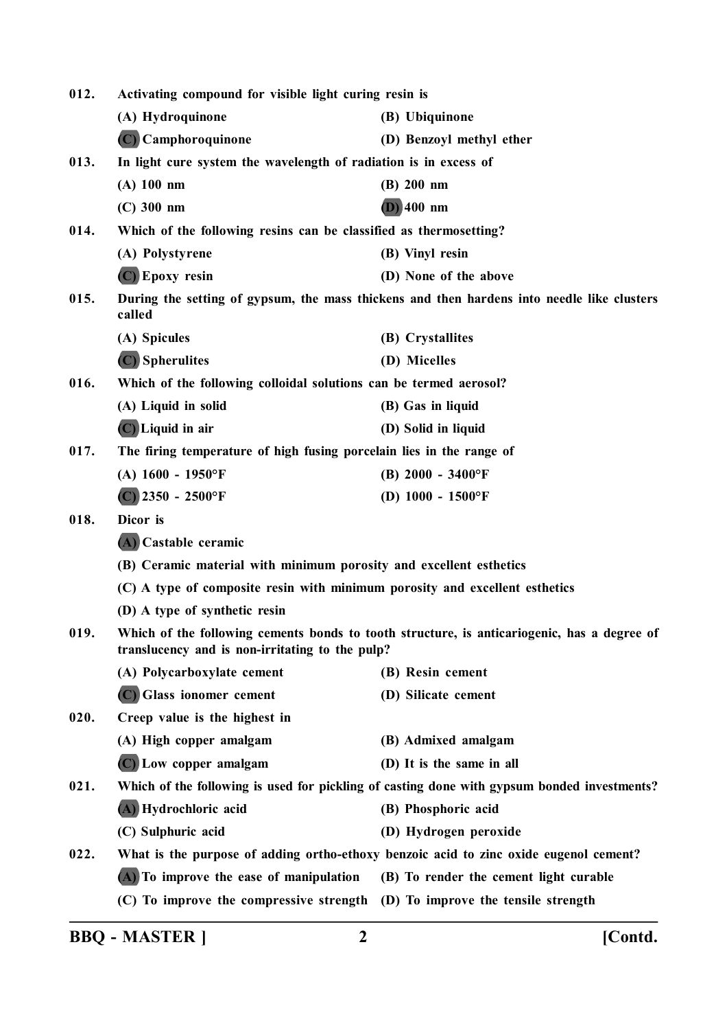012. **Activating compound for visible light curing resin is**

(A) Hydroquinone
(B) Ubiquinone
**(C) Camphoroquinone**
(D) Benzoyl methyl ether

013. **In light cure system the wavelength of radiation is in excess of**

(A) 100 nm
(B) 200 nm
(C) 300 nm
**(D) 400 nm**

014. **Which of the following resins can be classified as thermosetting?**

(A) Polystyrene
(B) Vinyl resin
**(C) Epoxy resin**
(D) None of the above

015. **During the setting of gypsum, the mass thickens and then hardens into needle like clusters called**

(A) Spicules
(B) Crystallites
**(C) Spherulites**
(D) Micelles

016. **Which of the following colloidal solutions can be termed aerosol?**

(A) Liquid in solid
(B) Gas in liquid
**(C) Liquid in air**
(D) Solid in liquid

017. **The firing temperature of high fusing porcelain lies in the range of**

(A) 1600 - 1950°F
(B) 2000 - 3400°F
**(C) 2350 - 2500°F**
(D) 1000 - 1500°F

018. **Dicor is**

**(A) Castable ceramic**
(B) Ceramic material with minimum porosity and excellent esthetics
(C) A type of composite resin with minimum porosity and excellent esthetics
(D) A type of synthetic resin

019. **Which of the following cements bonds to tooth structure, is anticariogenic, has a degree of translucency and is non-irritating to the pulp?**

(A) Polycarboxylate cement
(B) Resin cement
**(C) Glass ionomer cement**
(D) Silicate cement

020. **Creep value is the highest in**

(A) High copper amalgam
(B) Admixed amalgam
**(C) Low copper amalgam**
(D) It is the same in all

021. **Which of the following is used for pickling of casting done with gypsum bonded investments?**

**(A) Hydrochloric acid**
(B) Phosphoric acid
(C) Sulphuric acid
(D) Hydrogen peroxide

022. **What is the purpose of adding ortho-ethoxy benzoic acid to zinc oxide eugenol cement?**

**(A) To improve the ease of manipulation**
(B) To render the cement light curable
(C) To improve the compressive strength
(D) To improve the tensile strength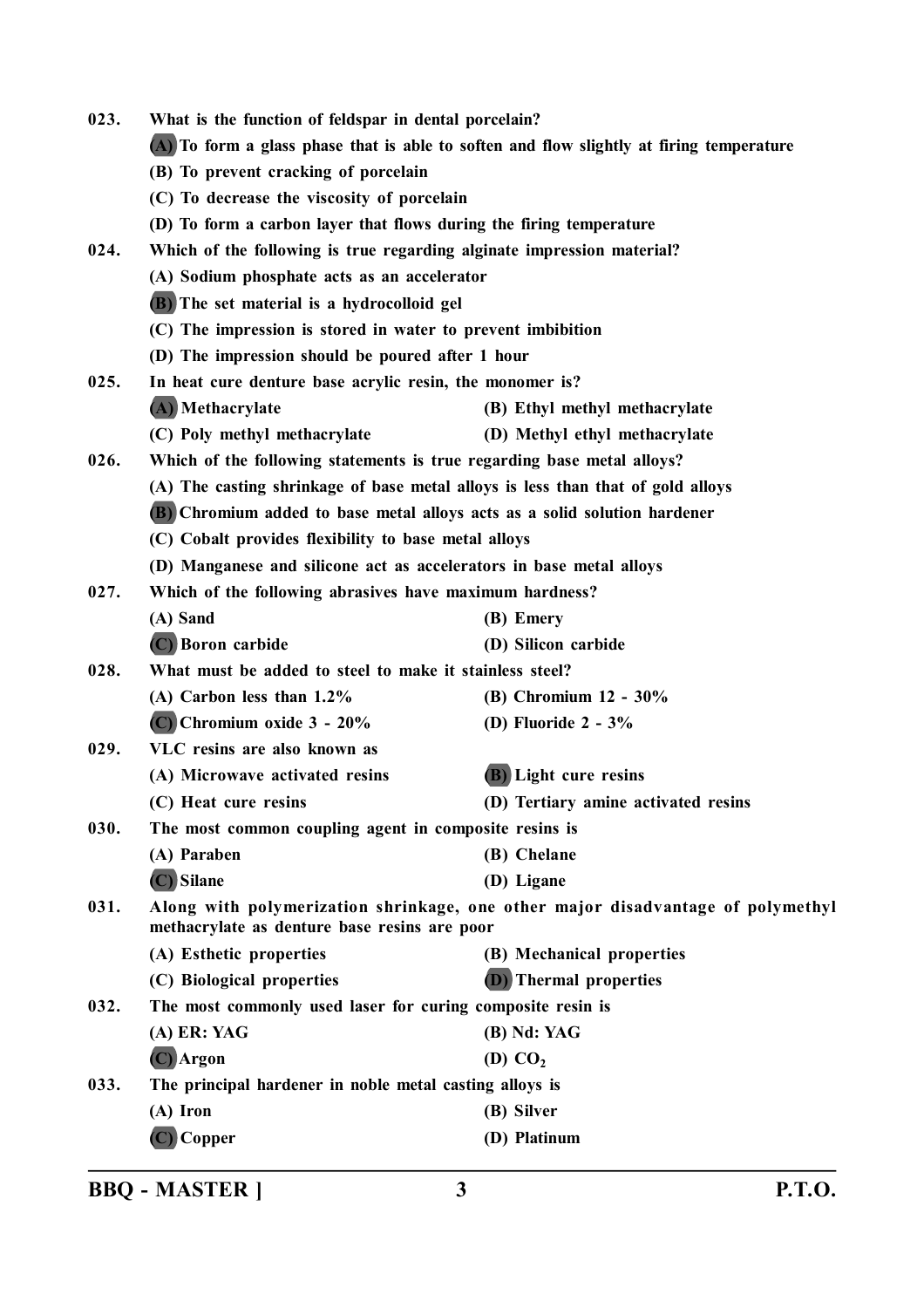023. What is the function of feldspar in dental porcelain?

(A) To form a glass phase that is able to soften and flow slightly at firing temperature

(B) To prevent cracking of porcelain

(C) To decrease the viscosity of porcelain

(D) To form a carbon layer that flows during the firing temperature

024. Which of the following is true regarding alginate impression material?

(A) Sodium phosphate acts as an accelerator

(B) The set material is a hydrocolloid gel

(C) The impression is stored in water to prevent imbibition

(D) The impression should be poured after 1 hour

025. In heat cure denture base acrylic resin, the monomer is?

(A) Methacrylate

(B) Ethyl methyl methacrylate

(C) Poly methyl methacrylate

(D) Methyl ethyl methacrylate

026. Which of the following statements is true regarding base metal alloys?

(A) The casting shrinkage of base metal alloys is less than that of gold alloys

(B) Chromium added to base metal alloys acts as a solid solution hardener

(C) Cobalt provides flexibility to base metal alloys

(D) Manganese and silicone act as accelerators in base metal alloys

027. Which of the following abrasives have maximum hardness?

(A) Sand

(B) Emery

(C) Boron carbide

(D) Silicon carbide

028. What must be added to steel to make it stainless steel?

(A) Carbon less than 1.2%

(B) Chromium 12 - 30%

(C) Chromium oxide 3 - 20%

(D) Fluoride 2 - 3%

029. VLC resins are also known as

(A) Microwave activated resins

(B) Light cure resins

(C) Heat cure resins

(D) Tertiary amine activated resins

030. The most common coupling agent in composite resins is

(A) Paraben

(B) Chelane

(C) Silane

(D) Ligane

031. Along with polymerization shrinkage, one other major disadvantage of polymethyl methacrylate as denture base resins are poor

(A) Esthetic properties

(B) Mechanical properties

(C) Biological properties

(D) Thermal properties

032. The most commonly used laser for curing composite resin is

(A) ER: YAG

(B) Nd: YAG

(C) Argon

(D) $CO_2$

033. The principal hardener in noble metal casting alloys is

(A) Iron

(B) Silver

(C) Copper

(D) Platinum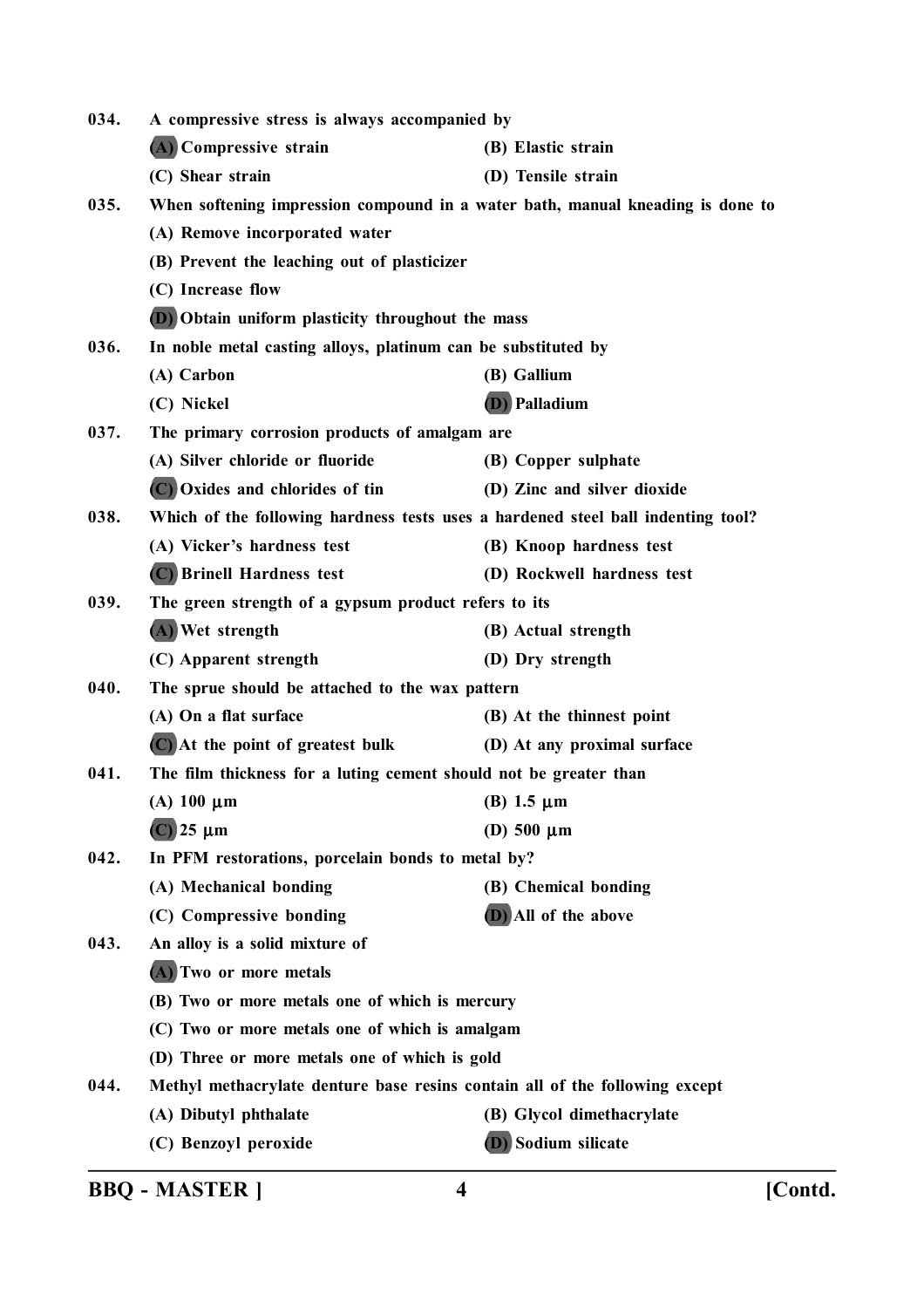034. **A compressive stress is always accompanied by**

**(A) Compressive strain** **(B) Elastic strain**

**(C) Shear strain** **(D) Tensile strain**

035. **When softening impression compound in a water bath, manual kneading is done to**

**(A) Remove incorporated water**

**(B) Prevent the leaching out of plasticizer**

**(C) Increase flow**

**(D) Obtain uniform plasticity throughout the mass**

036. **In noble metal casting alloys, platinum can be substituted by**

**(A) Carbon** **(B) Gallium**

**(C) Nickel** **(D) Palladium**

037. **The primary corrosion products of amalgam are**

**(A) Silver chloride or fluoride** **(B) Copper sulphate**

**(C) Oxides and chlorides of tin** **(D) Zinc and silver dioxide**

038. **Which of the following hardness tests uses a hardened steel ball indenting tool?**

**(A) Vicker's hardness test** **(B) Knoop hardness test**

**(C) Brinell Hardness test** **(D) Rockwell hardness test**

039. **The green strength of a gypsum product refers to its**

**(A) Wet strength** **(B) Actual strength**

**(C) Apparent strength** **(D) Dry strength**

040. **The sprue should be attached to the wax pattern**

**(A) On a flat surface** **(B) At the thinnest point**

**(C) At the point of greatest bulk** **(D) At any proximal surface**

041. **The film thickness for a luting cement should not be greater than**

**(A) 100 $\mu$m** **(B) 1.5 $\mu$m**

**(C) 25 $\mu$m** **(D) 500 $\mu$m**

042. **In PFM restorations, porcelain bonds to metal by?**

**(A) Mechanical bonding** **(B) Chemical bonding**

**(C) Compressive bonding** **(D) All of the above**

043. **An alloy is a solid mixture of**

**(A) Two or more metals**

**(B) Two or more metals one of which is mercury**

**(C) Two or more metals one of which is amalgam**

**(D) Three or more metals one of which is gold**

044. **Methyl methacrylate denture base resins contain all of the following except**

**(A) Dibutyl phthalate** **(B) Glycol dimethacrylate**

**(C) Benzoyl peroxide** **(D) Sodium silicate**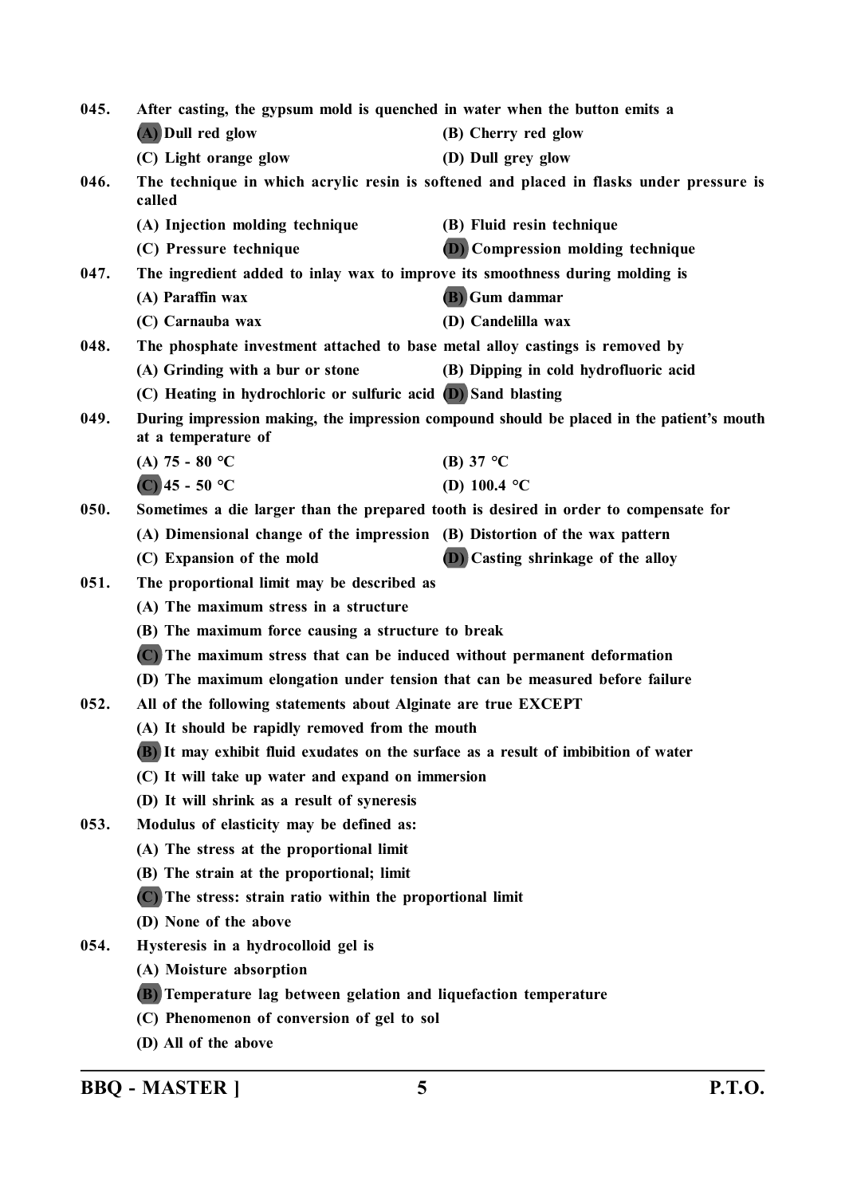045. After casting, the gypsum mold is quenched in water when the button emits a

**(A)** Dull red glow
(B) Cherry red glow
(C) Light orange glow
(D) Dull grey glow

046. The technique in which acrylic resin is softened and placed in flasks under pressure is called

(A) Injection molding technique
(B) Fluid resin technique
(C) Pressure technique
**(D)** Compression molding technique

047. The ingredient added to inlay wax to improve its smoothness during molding is

(A) Paraffin wax
**(B)** Gum dammar
(C) Carnauba wax
(D) Candelilla wax

048. The phosphate investment attached to base metal alloy castings is removed by

(A) Grinding with a bur or stone
(B) Dipping in cold hydrofluoric acid
(C) Heating in hydrochloric or sulfuric acid
**(D)** Sand blasting

049. During impression making, the impression compound should be placed in the patient's mouth at a temperature of

(A) 75 - 80 °C
(B) 37 °C
**(C)** 45 - 50 °C
(D) 100.4 °C

050. Sometimes a die larger than the prepared tooth is desired in order to compensate for

(A) Dimensional change of the impression
(B) Distortion of the wax pattern
(C) Expansion of the mold
**(D)** Casting shrinkage of the alloy

051. The proportional limit may be described as

(A) The maximum stress in a structure
(B) The maximum force causing a structure to break
**(C)** The maximum stress that can be induced without permanent deformation
(D) The maximum elongation under tension that can be measured before failure

052. All of the following statements about Alginate are true EXCEPT

(A) It should be rapidly removed from the mouth
**(B)** It may exhibit fluid exudates on the surface as a result of imbibition of water
(C) It will take up water and expand on immersion
(D) It will shrink as a result of syneresis

053. Modulus of elasticity may be defined as:

(A) The stress at the proportional limit
(B) The strain at the proportional; limit
**(C)** The stress: strain ratio within the proportional limit
(D) None of the above

054. Hysteresis in a hydrocolloid gel is

(A) Moisture absorption
**(B)** Temperature lag between gelation and liquefaction temperature
(C) Phenomenon of conversion of gel to sol
(D) All of the above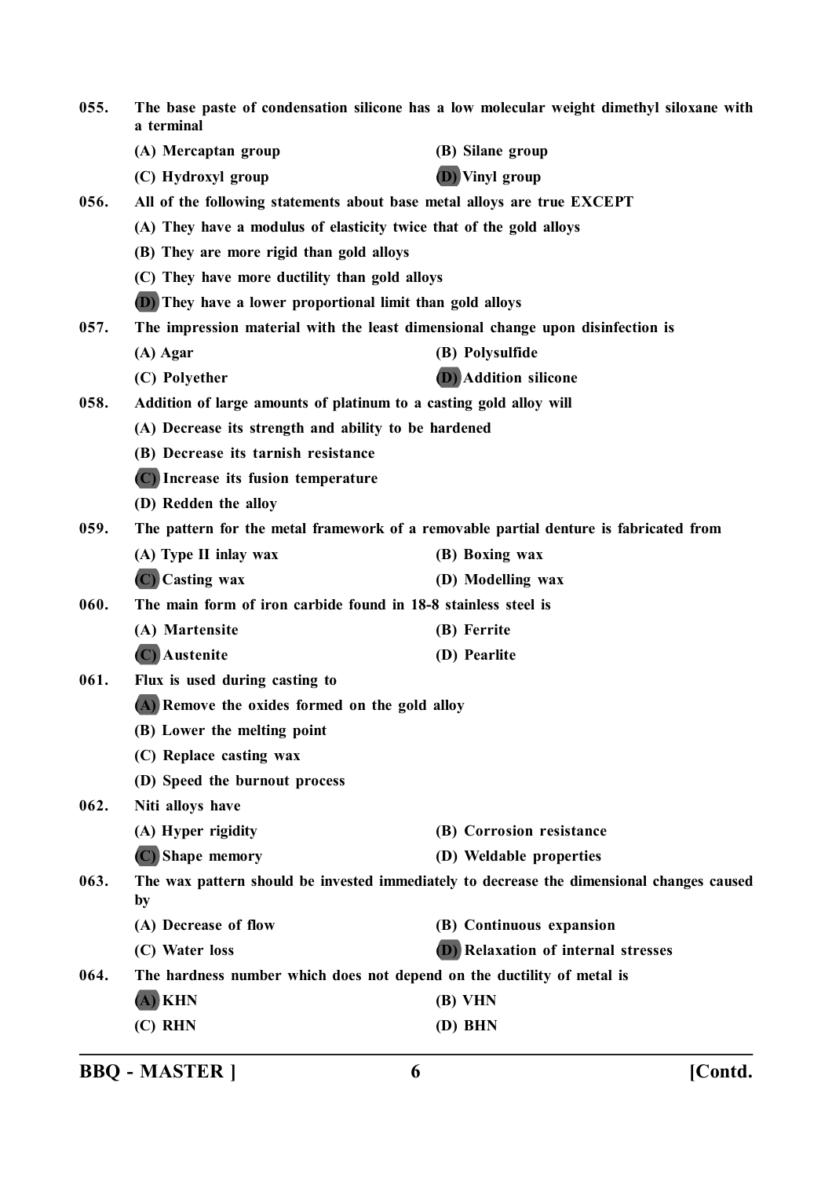055. The base paste of condensation silicone has a low molecular weight dimethyl siloxane with a terminal

(A) Mercaptan group | (B) Silane group
(C) Hydroxyl group | **(D)** Vinyl group

056. All of the following statements about base metal alloys are true EXCEPT

(A) They have a modulus of elasticity twice that of the gold alloys
(B) They are more rigid than gold alloys
(C) They have more ductility than gold alloys
**(D)** They have a lower proportional limit than gold alloys

057. The impression material with the least dimensional change upon disinfection is

(A) Agar | (B) Polysulfide
(C) Polyether | **(D)** Addition silicone

058. Addition of large amounts of platinum to a casting gold alloy will

(A) Decrease its strength and ability to be hardened
(B) Decrease its tarnish resistance
**(C)** Increase its fusion temperature
(D) Redden the alloy

059. The pattern for the metal framework of a removable partial denture is fabricated from

(A) Type II inlay wax | (B) Boxing wax
**(C)** Casting wax | (D) Modelling wax

060. The main form of iron carbide found in 18-8 stainless steel is

(A) Martensite | (B) Ferrite
**(C)** Austenite | (D) Pearlite

061. Flux is used during casting to

**(A)** Remove the oxides formed on the gold alloy
(B) Lower the melting point
(C) Replace casting wax
(D) Speed the burnout process

062. Niti alloys have

(A) Hyper rigidity | (B) Corrosion resistance
**(C)** Shape memory | (D) Weldable properties

063. The wax pattern should be invested immediately to decrease the dimensional changes caused by

(A) Decrease of flow | (B) Continuous expansion
(C) Water loss | **(D)** Relaxation of internal stresses

064. The hardness number which does not depend on the ductility of metal is

**(A)** KHN | (B) VHN
(C) RHN | (D) BHN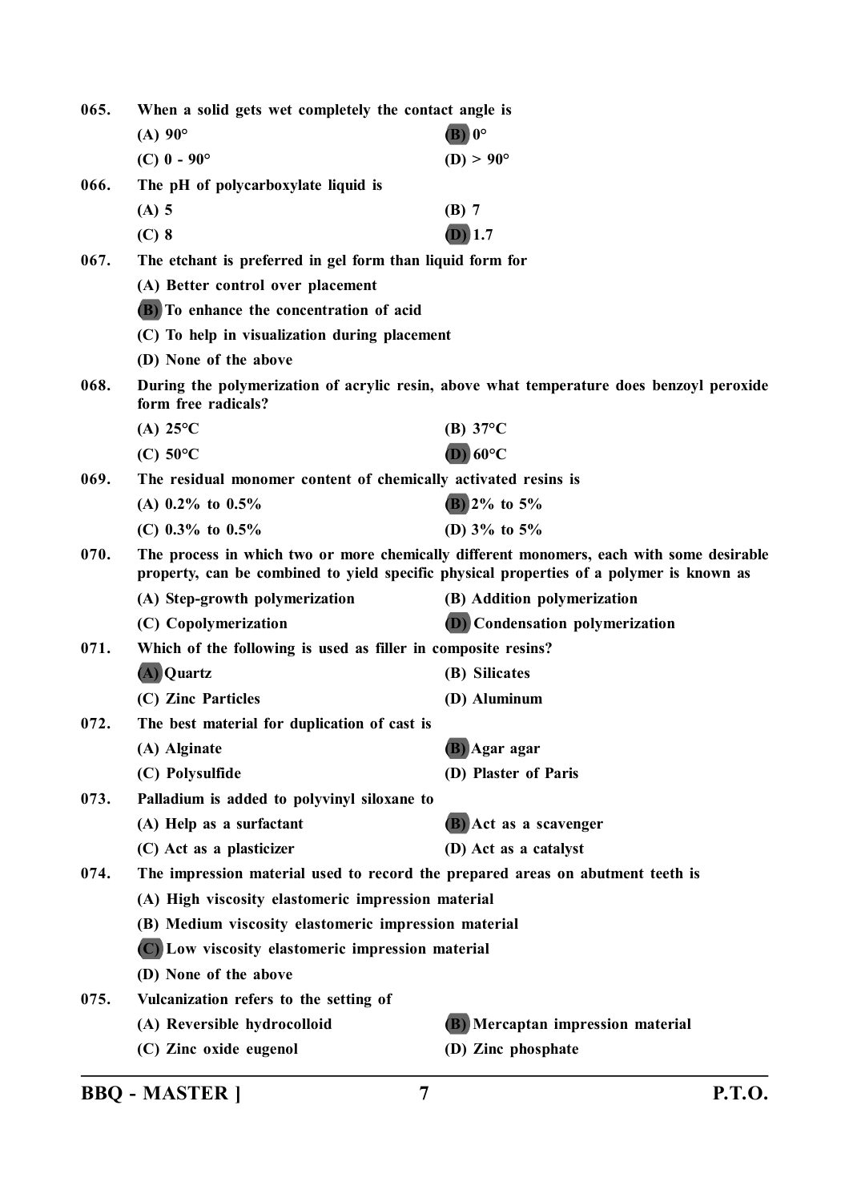065. When a solid gets wet completely the contact angle is

(A) 90°
**(B) 0°**
(C) 0 - 90°
(D) > 90°

066. The pH of polycarboxylate liquid is

(A) 5
(B) 7
(C) 8
**(D) 1.7**

067. The etchant is preferred in gel form than liquid form for

(A) Better control over placement
**(B) To enhance the concentration of acid**
(C) To help in visualization during placement
(D) None of the above

068. During the polymerization of acrylic resin, above what temperature does benzoyl peroxide form free radicals?

(A) 25°C
(B) 37°C
(C) 50°C
**(D) 60°C**

069. The residual monomer content of chemically activated resins is

(A) 0.2% to 0.5%
**(B) 2% to 5%**
(C) 0.3% to 0.5%
(D) 3% to 5%

070. The process in which two or more chemically different monomers, each with some desirable property, can be combined to yield specific physical properties of a polymer is known as

(A) Step-growth polymerization
(B) Addition polymerization
(C) Copolymerization
**(D) Condensation polymerization**

071. Which of the following is used as filler in composite resins?

**(A) Quartz**
(B) Silicates
(C) Zinc Particles
(D) Aluminum

072. The best material for duplication of cast is

(A) Alginate
**(B) Agar agar**
(C) Polysulfide
(D) Plaster of Paris

073. Palladium is added to polyvinyl siloxane to

(A) Help as a surfactant
**(B) Act as a scavenger**
(C) Act as a plasticizer
(D) Act as a catalyst

074. The impression material used to record the prepared areas on abutment teeth is

(A) High viscosity elastomeric impression material
(B) Medium viscosity elastomeric impression material
**(C) Low viscosity elastomeric impression material**
(D) None of the above

075. Vulcanization refers to the setting of

(A) Reversible hydrocolloid
**(B) Mercaptan impression material**
(C) Zinc oxide eugenol
(D) Zinc phosphate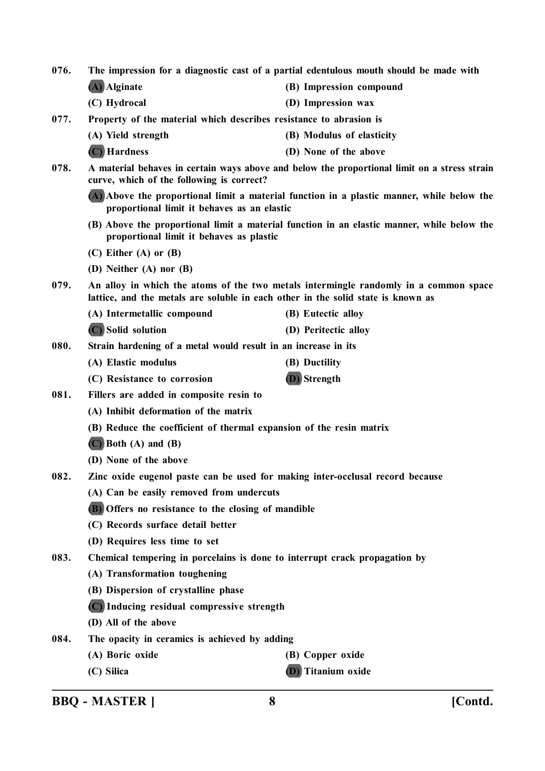**076.** **The impression for a diagnostic cast of a partial edentulous mouth should be made with**

(A) Alignate (B) Impression compound

(C) Hydrocal (D) Impression wax

**077.** **Property of the material which describes resistance to abrasion is**

(A) Yield strength (B) Modulus of elasticity

(C) Hardness (D) None of the above

**078.** **A material behaves in certain ways above and below the proportional limit on a stress strain curve, which of the following is correct?**

(A) Above the proportional limit a material function in a plastic manner, while below the proportional limit it behaves as an elastic

(B) Above the proportional limit a material function in an elastic manner, while below the proportional limit it behaves as plastic

(C) Either (A) or (B)

(D) Neither (A) nor (B)

**079.** **An alloy in which the atoms of the two metals intermingle randomly in a common space lattice, and the metals are soluble in each other in the solid state is known as**

(A) Intermetallic compound (B) Eutectic alloy

(C) Solid solution (D) Peritectic alloy

**080.** **Strain hardening of a metal would result in an increase in its**

(A) Elastic modulus (B) Ductility

(C) Resistance to corrosion (D) Strength

**081.** **Fillers are added in composite resin to**

(A) Inhibit deformation of the matrix

(B) Reduce the coefficient of thermal expansion of the resin matrix

(C) Both (A) and (B)

(D) None of the above

**082.** **Zinc oxide eugenol paste can be used for making inter-occlusal record because**

(A) Can be easily removed from undercuts

(B) Offers no resistance to the closing of mandible

(C) Records surface detail better

(D) Requires less time to set

**083.** **Chemical tempering in porcelains is done to interrupt crack propagation by**

(A) Transformation toughening

(B) Dispersion of crystalline phase

(C) Inducing residual compressive strength

(D) All of the above

**084.** **The opacity in ceramics is achieved by adding**

(A) Boric oxide (B) Copper oxide

(C) Silica (D) Titanium oxide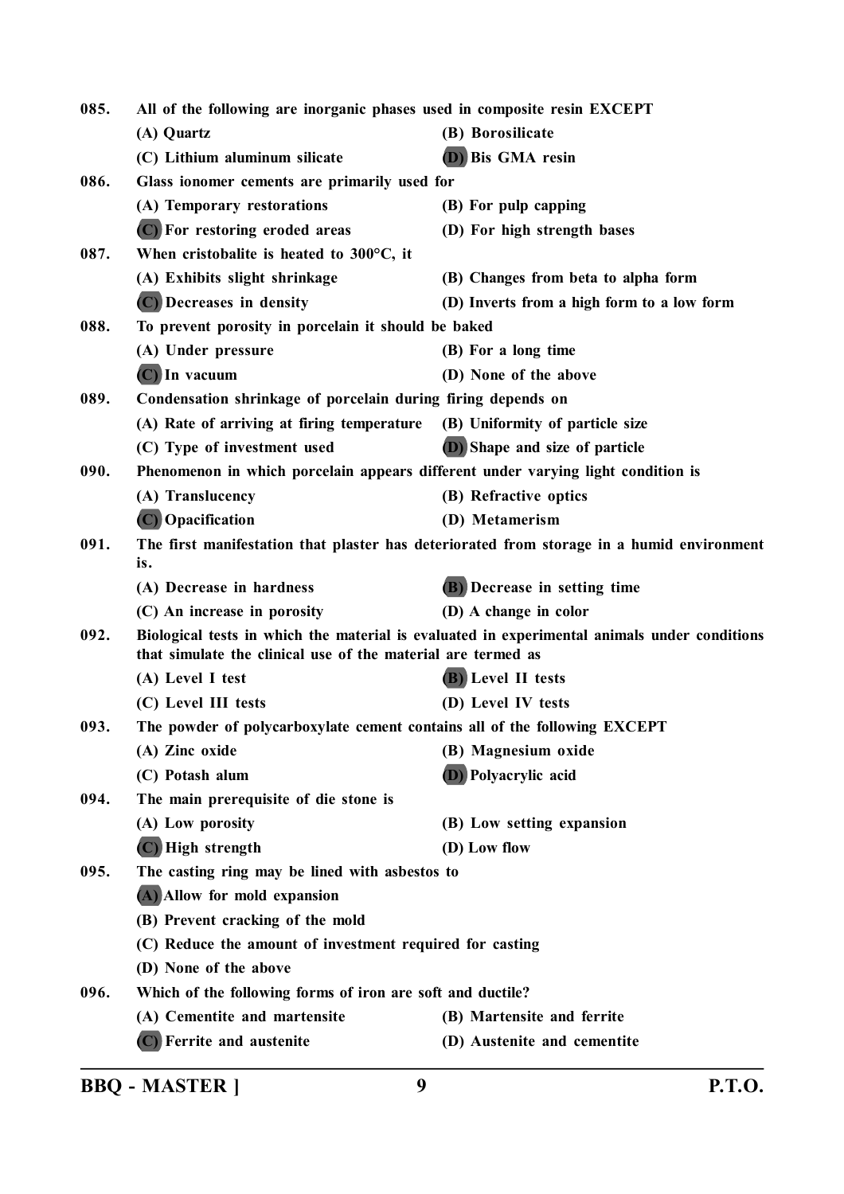085. All of the following are inorganic phases used in composite resin EXCEPT

(A) Quartz
(B) Borosilicate
(C) Lithium aluminum silicate
**(D)** Bis GMA resin

086. Glass ionomer cements are primarily used for

(A) Temporary restorations
(B) For pulp capping
**(C)** For restoring eroded areas
(D) For high strength bases

087. When cristobalite is heated to 300°C, it

(A) Exhibits slight shrinkage
(B) Changes from beta to alpha form
**(C)** Decreases in density
(D) Inverts from a high form to a low form

088. To prevent porosity in porcelain it should be baked

(A) Under pressure
(B) For a long time
**(C)** In vacuum
(D) None of the above

089. Condensation shrinkage of porcelain during firing depends on

(A) Rate of arriving at firing temperature
(B) Uniformity of particle size
(C) Type of investment used
**(D)** Shape and size of particle

090. Phenomenon in which porcelain appears different under varying light condition is

(A) Translucency
(B) Refractive optics
**(C)** Opacification
(D) Metamerism

091. The first manifestation that plaster has deteriorated from storage in a humid environment is.

(A) Decrease in hardness
**(B)** Decrease in setting time
(C) An increase in porosity
(D) A change in color

092. Biological tests in which the material is evaluated in experimental animals under conditions that simulate the clinical use of the material are termed as

(A) Level I test
**(B)** Level II tests
(C) Level III tests
(D) Level IV tests

093. The powder of polycarboxylate cement contains all of the following EXCEPT

(A) Zinc oxide
(B) Magnesium oxide
(C) Potash alum
**(D)** Polyacrylic acid

094. The main prerequisite of die stone is

(A) Low porosity
(B) Low setting expansion
**(C)** High strength
(D) Low flow

095. The casting ring may be lined with asbestos to

**(A)** Allow for mold expansion
(B) Prevent cracking of the mold
(C) Reduce the amount of investment required for casting
(D) None of the above

096. Which of the following forms of iron are soft and ductile?

(A) Cementite and martensite
(B) Martensite and ferrite
**(C)** Ferrite and austenite
(D) Austenite and cementite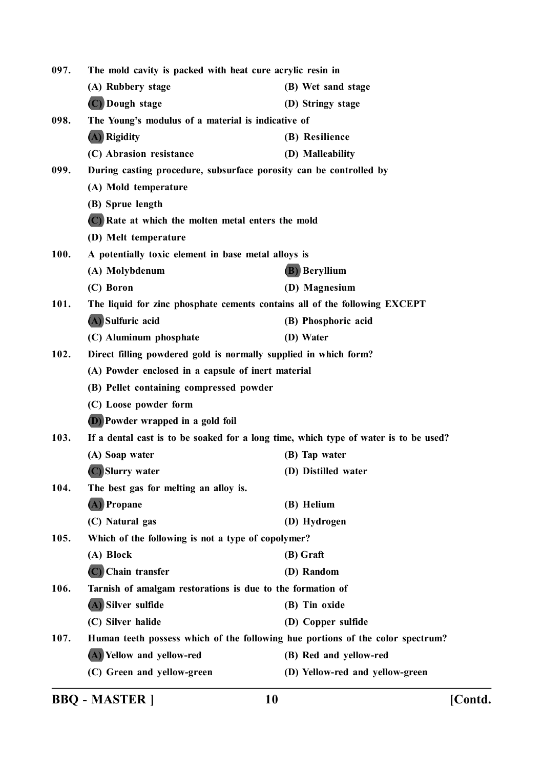097. The mold cavity is packed with heat cure acrylic resin in

(A) Rubbery stage
(B) Wet sand stage
**(C)** Dough stage
(D) Stringy stage

098. The Young's modulus of a material is indicative of

**(A)** Rigidity
(B) Resilience
(C) Abrasion resistance
(D) Malleability

099. During casting procedure, subsurface porosity can be controlled by

(A) Mold temperature
(B) Sprue length
**(C)** Rate at which the molten metal enters the mold
(D) Melt temperature

100. A potentially toxic element in base metal alloys is

(A) Molybdenum
**(B)** Beryllium
(C) Boron
(D) Magnesium

101. The liquid for zinc phosphate cements contains all of the following EXCEPT

**(A)** Sulfuric acid
(B) Phosphoric acid
(C) Aluminum phosphate
(D) Water

102. Direct filling powdered gold is normally supplied in which form?

(A) Powder enclosed in a capsule of inert material
(B) Pellet containing compressed powder
(C) Loose powder form
**(D)** Powder wrapped in a gold foil

103. If a dental cast is to be soaked for a long time, which type of water is to be used?

(A) Soap water
(B) Tap water
**(C)** Slurry water
(D) Distilled water

104. The best gas for melting an alloy is.

**(A)** Propane
(B) Helium
(C) Natural gas
(D) Hydrogen

105. Which of the following is not a type of copolymer?

(A) Block
(B) Graft
**(C)** Chain transfer
(D) Random

106. Tarnish of amalgam restorations is due to the formation of

**(A)** Silver sulfide
(B) Tin oxide
(C) Silver halide
(D) Copper sulfide

107. Human teeth possess which of the following hue portions of the color spectrum?

**(A)** Yellow and yellow-red
(B) Red and yellow-red
(C) Green and yellow-green
(D) Yellow-red and yellow-green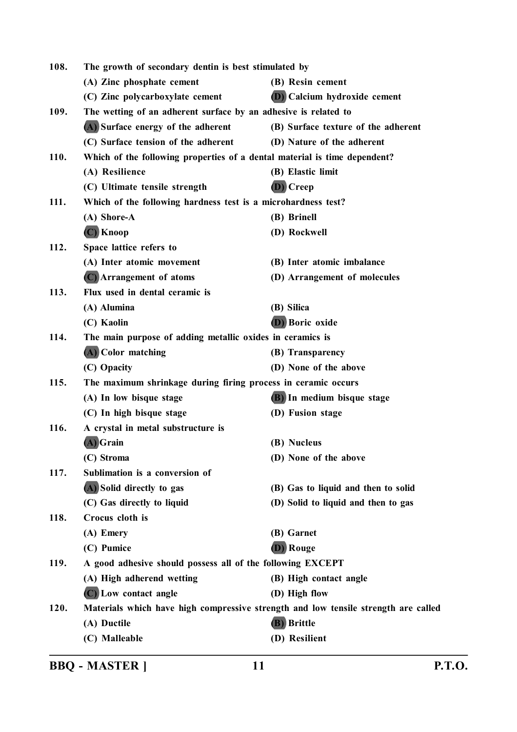108. The growth of secondary dentin is best stimulated by

(A) Zinc phosphate cement
(B) Resin cement
(C) Zinc polycarboxylate cement
**(D)** Calcium hydroxide cement

109. The wetting of an adherent surface by an adhesive is related to

**(A)** Surface energy of the adherent
(B) Surface texture of the adherent
(C) Surface tension of the adherent
(D) Nature of the adherent

110. Which of the following properties of a dental material is time dependent?

(A) Resilience
(B) Elastic limit
(C) Ultimate tensile strength
**(D)** Creep

111. Which of the following hardness test is a microhardness test?

(A) Shore-A
(B) Brinell
**(C)** Knoop
(D) Rockwell

112. Space lattice refers to

(A) Inter atomic movement
(B) Inter atomic imbalance
**(C)** Arrangement of atoms
(D) Arrangement of molecules

113. Flux used in dental ceramic is

(A) Alumina
(B) Silica
(C) Kaolin
**(D)** Boric oxide

114. The main purpose of adding metallic oxides in ceramics is

**(A)** Color matching
(B) Transparency
(C) Opacity
(D) None of the above

115. The maximum shrinkage during firing process in ceramic occurs

(A) In low bisque stage
**(B)** In medium bisque stage
(C) In high bisque stage
(D) Fusion stage

116. A crystal in metal substructure is

**(A)** Grain
(B) Nucleus
(C) Stroma
(D) None of the above

117. Sublimation is a conversion of

**(A)** Solid directly to gas
(B) Gas to liquid and then to solid
(C) Gas directly to liquid
(D) Solid to liquid and then to gas

118. Crocus cloth is

(A) Emery
(B) Garnet
(C) Pumice
**(D)** Rouge

119. A good adhesive should possess all of the following EXCEPT

(A) High adherend wetting
(B) High contact angle
**(C)** Low contact angle
(D) High flow

120. Materials which have high compressive strength and low tensile strength are called

(A) Ductile
**(B)** Brittle
(C) Malleable
(D) Resilient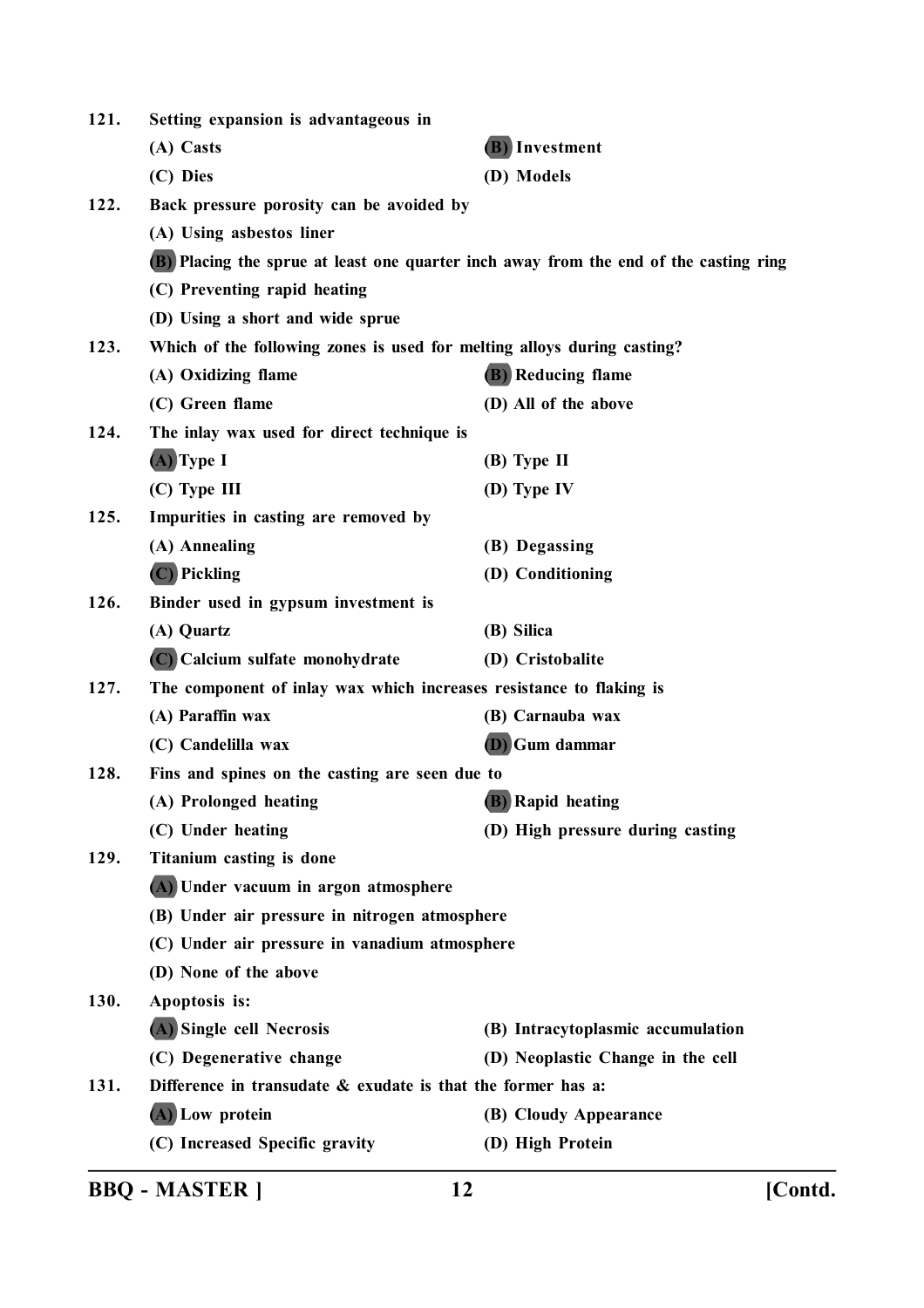121. **Setting expansion is advantageous in**

(A) Casts
**(B) Investment**
(C) Dies
(D) Models

122. **Back pressure porosity can be avoided by**

(A) Using asbestos liner
**(B) Placing the sprue at least one quarter inch away from the end of the casting ring**
(C) Preventing rapid heating
(D) Using a short and wide sprue

123. **Which of the following zones is used for melting alloys during casting?**

(A) Oxidizing flame
**(B) Reducing flame**
(C) Green flame
(D) All of the above

124. **The inlay wax used for direct technique is**

**(A) Type I**
(B) Type II
(C) Type III
(D) Type IV

125. **Impurities in casting are removed by**

(A) Annealing
(B) Degassing
**(C) Pickling**
(D) Conditioning

126. **Binder used in gypsum investment is**

(A) Quartz
(B) Silica
**(C) Calcium sulfate monohydrate**
(D) Cristobalite

127. **The component of inlay wax which increases resistance to flaking is**

(A) Paraffin wax
(B) Carnauba wax
(C) Candelilla wax
**(D) Gum dammar**

128. **Fins and spines on the casting are seen due to**

(A) Prolonged heating
**(B) Rapid heating**
(C) Under heating
(D) High pressure during casting

129. **Titanium casting is done**

**(A) Under vacuum in argon atmosphere**
(B) Under air pressure in nitrogen atmosphere
(C) Under air pressure in vanadium atmosphere
(D) None of the above

130. **Apoptosis is:**

**(A) Single cell Necrosis**
(B) Intracytoplasmic accumulation
(C) Degenerative change
(D) Neoplastic Change in the cell

131. **Difference in transudate & exudate is that the former has a:**

**(A) Low protein**
(B) Cloudy Appearance
(C) Increased Specific gravity
(D) High Protein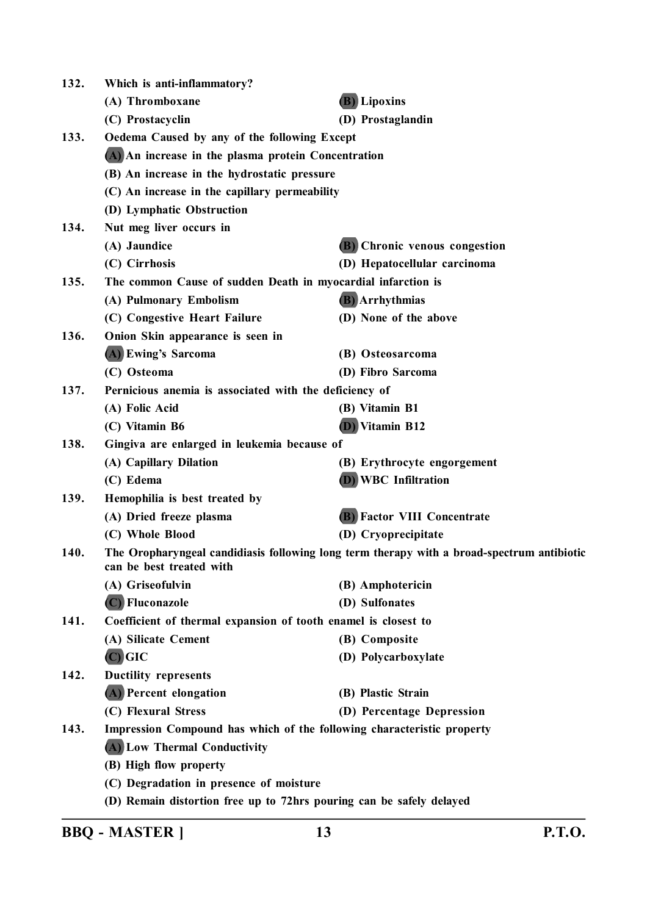132. **Which is anti-inflammatory?**

(A) Thromboxane
(B) Lipoxins
(C) Prostacyclin
(D) Prostaglandin

133. **Oedema Caused by any of the following Except**

(A) An increase in the plasma protein Concentration
(B) An increase in the hydrostatic pressure
(C) An increase in the capillary permeability
(D) Lymphatic Obstruction

134. **Nut meg liver occurs in**

(A) Jaundice
(B) Chronic venous congestion
(C) Cirrhosis
(D) Hepatocellular carcinoma

135. **The common Cause of sudden Death in myocardial infarction is**

(A) Pulmonary Embolism
(B) Arrhythmias
(C) Congestive Heart Failure
(D) None of the above

136. **Onion Skin appearance is seen in**

(A) Ewing's Sarcoma
(B) Osteosarcoma
(C) Osteoma
(D) Fibro Sarcoma

137. **Pernicious anemia is associated with the deficiency of**

(A) Folic Acid
(B) Vitamin B1
(C) Vitamin B6
(D) Vitamin B12

138. **Gingiva are enlarged in leukemia because of**

(A) Capillary Dilation
(B) Erythrocyte engorgement
(C) Edema
(D) WBC Infiltration

139. **Hemophilia is best treated by**

(A) Dried freeze plasma
(B) Factor VIII Concentrate
(C) Whole Blood
(D) Cryoprecipitate

140. **The Oropharyngeal candidiasis following long term therapy with a broad-spectrum antibiotic can be best treated with**

(A) Griseofulvin
(B) Amphotericin
(C) Fluconazole
(D) Sulfonates

141. **Coefficient of thermal expansion of tooth enamel is closest to**

(A) Silicate Cement
(B) Composite
(C) GIC
(D) Polycarboxylate

142. **Ductility represents**

(A) Percent elongation
(B) Plastic Strain
(C) Flexural Stress
(D) Percentage Depression

143. **Impression Compound has which of the following characteristic property**

(A) Low Thermal Conductivity
(B) High flow property
(C) Degradation in presence of moisture
(D) Remain distortion free up to 72hrs pouring can be safely delayed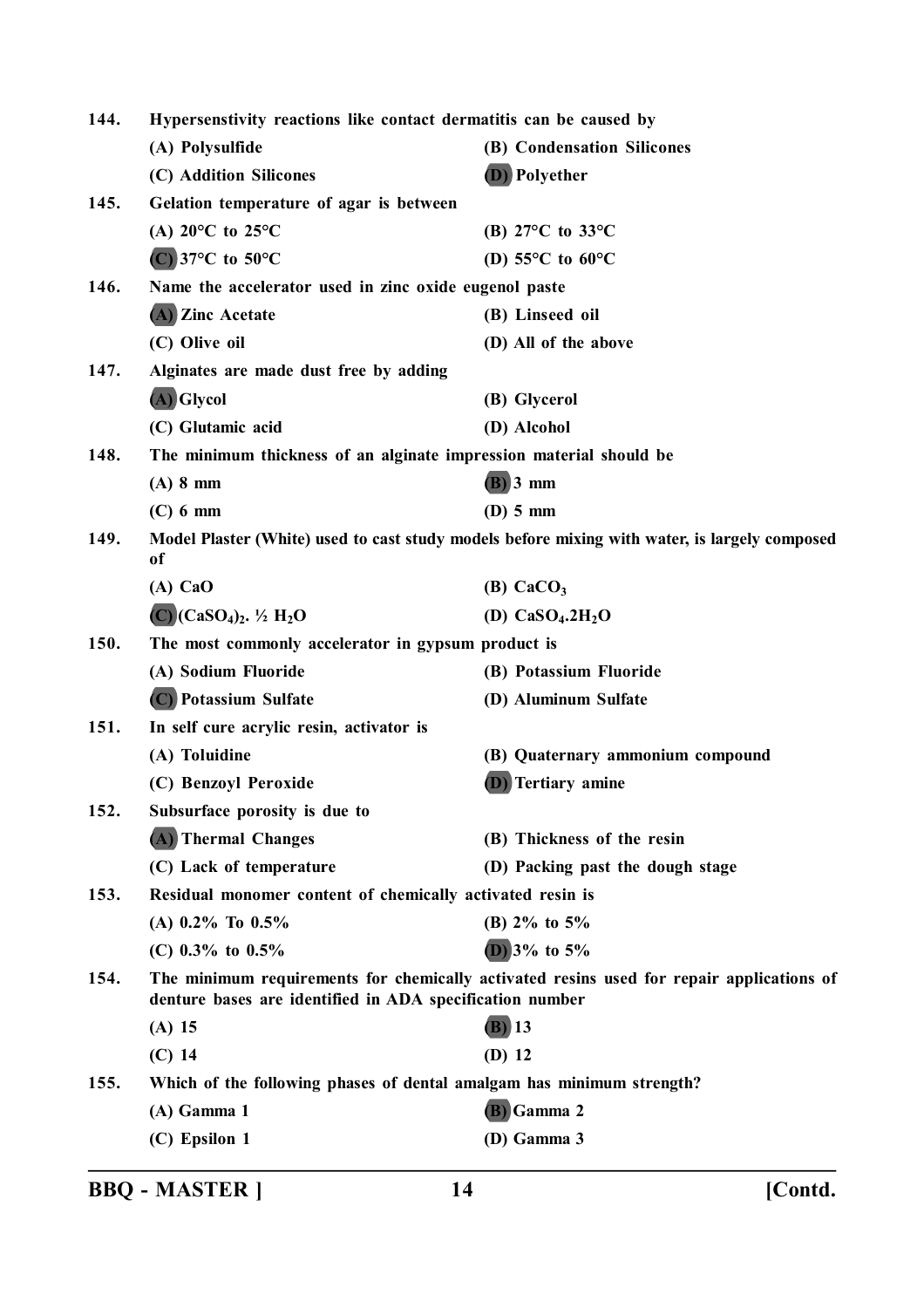**144. Hypersenstivity reactions like contact dermatitis can be caused by**

(A) Polysulfide
(B) Condensation Silicones
(C) Addition Silicones
**(D) Polyether**

**145. Gelation temperature of agar is between**

(A) 20°C to 25°C
(B) 27°C to 33°C
**(C) 37°C to 50°C**
(D) 55°C to 60°C

**146. Name the accelerator used in zinc oxide eugenol paste**

**(A) Zinc Acetate**
(B) Linseed oil
(C) Olive oil
(D) All of the above

**147. Alginates are made dust free by adding**

**(A) Glycol**
(B) Glycerol
(C) Glutamic acid
(D) Alcohol

**148. The minimum thickness of an alginate impression material should be**

(A) 8 mm
**(B) 3 mm**
(C) 6 mm
(D) 5 mm

**149. Model Plaster (White) used to cast study models before mixing with water, is largely composed of**

(A) $CaO$
(B) $CaCO_3$
**(C) $(CaSO_4)_2 . \frac{1}{2} H_2O$**
(D) $CaSO_4.2H_2O$

**150. The most commonly accelerator in gypsum product is**

(A) Sodium Fluoride
(B) Potassium Fluoride
**(C) Potassium Sulfate**
(D) Aluminum Sulfate

**151. In self cure acrylic resin, activator is**

(A) Toluidine
(B) Quaternary ammonium compound
(C) Benzoyl Peroxide
**(D) Tertiary amine**

**152. Subsurface porosity is due to**

**(A) Thermal Changes**
(B) Thickness of the resin
(C) Lack of temperature
(D) Packing past the dough stage

**153. Residual monomer content of chemically activated resin is**

(A) 0.2% To 0.5%
(B) 2% to 5%
(C) 0.3% to 0.5%
**(D) 3% to 5%**

**154. The minimum requirements for chemically activated resins used for repair applications of denture bases are identified in ADA specification number**

(A) 15
**(B) 13**
(C) 14
(D) 12

**155. Which of the following phases of dental amalgam has minimum strength?**

(A) Gamma 1
**(B) Gamma 2**
(C) Epsilon 1
(D) Gamma 3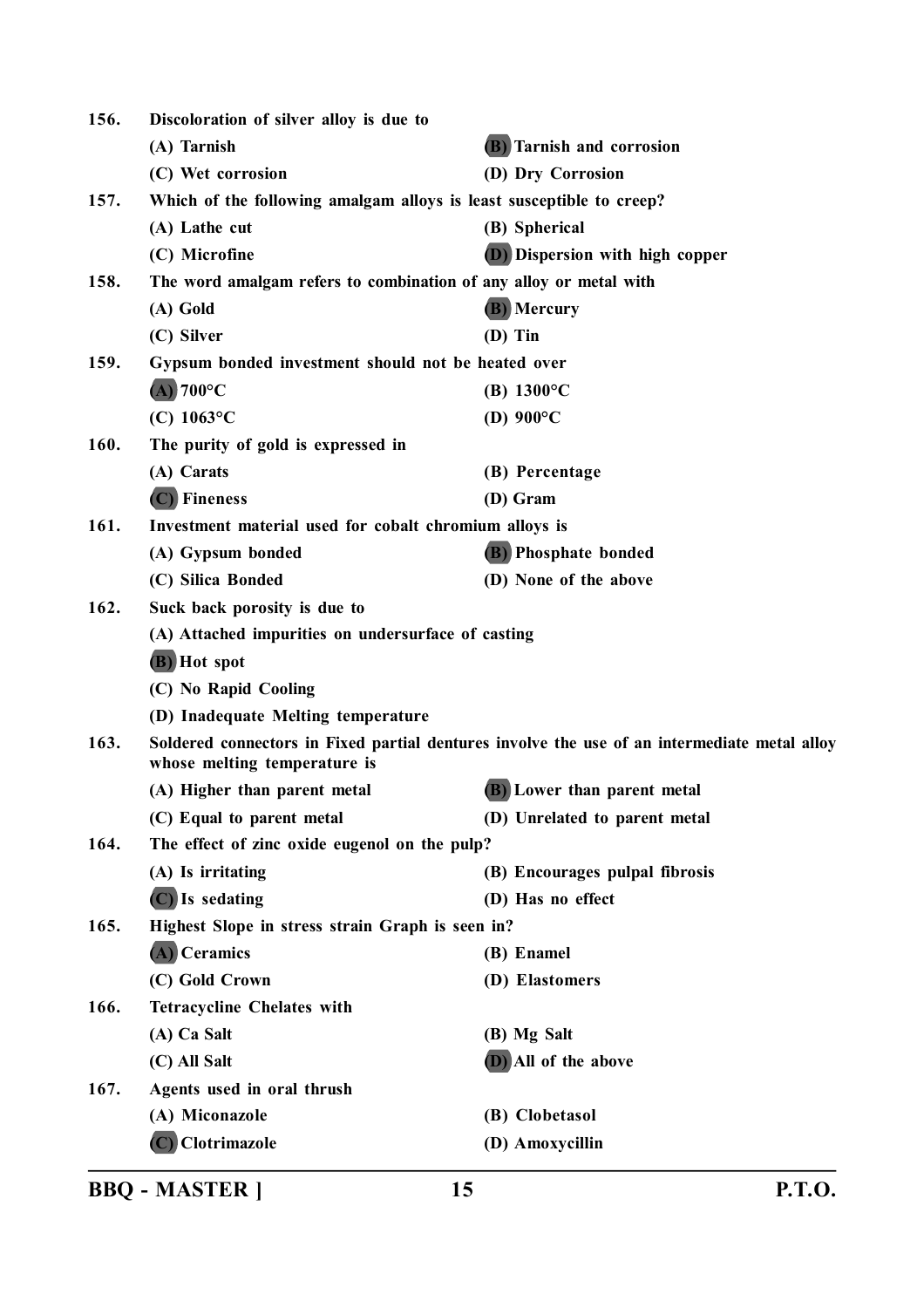156. Discoloration of silver alloy is due to

(A) Tarnish
**(B) Tarnish and corrosion**
(C) Wet corrosion
(D) Dry Corrosion

157. Which of the following amalgam alloys is least susceptible to creep?

(A) Lathe cut
(B) Spherical
(C) Microfine
**(D) Dispersion with high copper**

158. The word amalgam refers to combination of any alloy or metal with

(A) Gold
**(B) Mercury**
(C) Silver
(D) Tin

159. Gypsum bonded investment should not be heated over

**(A) 700°C**
(B) 1300°C
(C) 1063°C
(D) 900°C

160. The purity of gold is expressed in

(A) Carats
(B) Percentage
**(C) Fineness**
(D) Gram

161. Investment material used for cobalt chromium alloys is

(A) Gypsum bonded
**(B) Phosphate bonded**
(C) Silica Bonded
(D) None of the above

162. Suck back porosity is due to

(A) Attached impurities on undersurface of casting
**(B) Hot spot**
(C) No Rapid Cooling
(D) Inadequate Melting temperature

163. Soldered connectors in Fixed partial dentures involve the use of an intermediate metal alloy whose melting temperature is

(A) Higher than parent metal
**(B) Lower than parent metal**
(C) Equal to parent metal
(D) Unrelated to parent metal

164. The effect of zinc oxide eugenol on the pulp?

(A) Is irritating
(B) Encourages pulpal fibrosis
**(C) Is sedating**
(D) Has no effect

165. Highest Slope in stress strain Graph is seen in?

**(A) Ceramics**
(B) Enamel
(C) Gold Crown
(D) Elastomers

166. Tetracycline Chelates with

(A) Ca Salt
(B) Mg Salt
(C) All Salt
**(D) All of the above**

167. Agents used in oral thrush

(A) Miconazole
(B) Clobetasol
**(C) Clotrimazole**
(D) Amoxycillin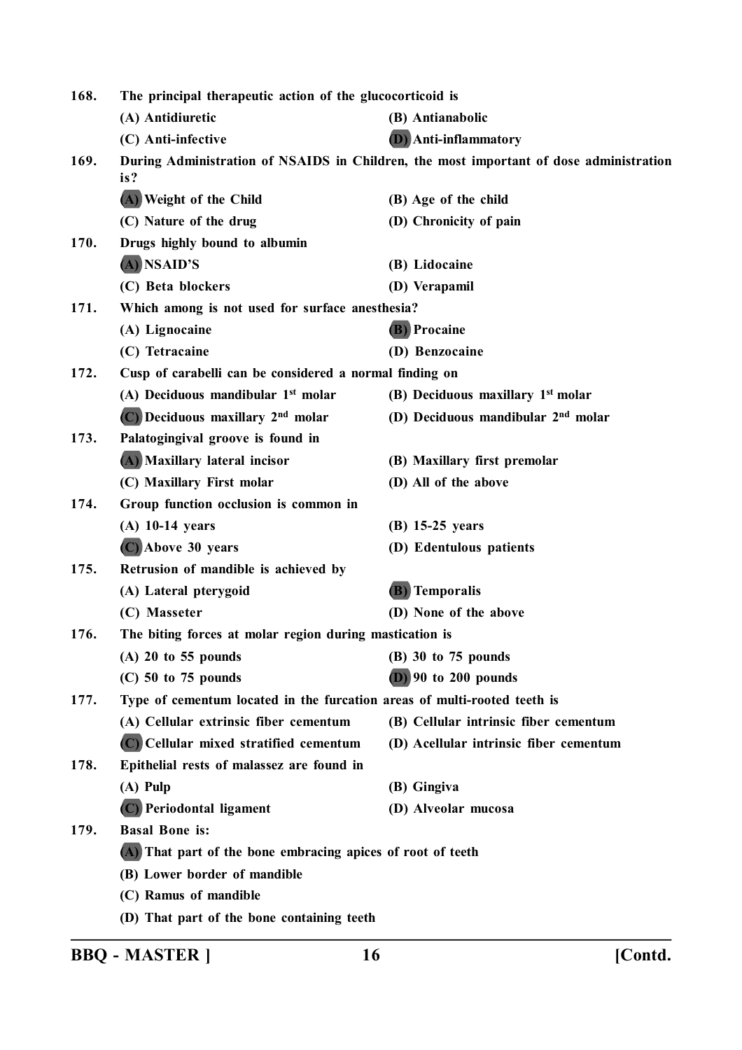168. The principal therapeutic action of the glucocorticoid is

(A) Antidiuretic
(B) Antianabolic
(C) Anti-infective
**(D)** Anti-inflammatory

169. During Administration of NSAIDS in Children, the most important of dose administration is?

**(A)** Weight of the Child
(B) Age of the child
(C) Nature of the drug
(D) Chronicity of pain

170. Drugs highly bound to albumin

**(A)** NSAID'S
(B) Lidocaine
(C) Beta blockers
(D) Verapamil

171. Which among is not used for surface anesthesia?

(A) Lignocaine
**(B)** Procaine
(C) Tetracaine
(D) Benzocaine

172. Cusp of carabelli can be considered a normal finding on

(A) Deciduous mandibular 1st molar
(B) Deciduous maxillary 1st molar
**(C)** Deciduous maxillary 2nd molar
(D) Deciduous mandibular 2nd molar

173. Palatogingival groove is found in

**(A)** Maxillary lateral incisor
(B) Maxillary first premolar
(C) Maxillary First molar
(D) All of the above

174. Group function occlusion is common in

(A) 10-14 years
(B) 15-25 years
**(C)** Above 30 years
(D) Edentulous patients

175. Retrusion of mandible is achieved by

(A) Lateral pterygoid
**(B)** Temporalis
(C) Masseter
(D) None of the above

176. The biting forces at molar region during mastication is

(A) 20 to 55 pounds
(B) 30 to 75 pounds
(C) 50 to 75 pounds
**(D)** 90 to 200 pounds

177. Type of cementum located in the furcation areas of multi-rooted teeth is

(A) Cellular extrinsic fiber cementum
(B) Cellular intrinsic fiber cementum
**(C)** Cellular mixed stratified cementum
(D) Acellular intrinsic fiber cementum

178. Epithelial rests of malassez are found in

(A) Pulp
(B) Gingiva
**(C)** Periodontal ligament
(D) Alveolar mucosa

179. Basal Bone is:

**(A)** That part of the bone embracing apices of root of teeth
(B) Lower border of mandible
(C) Ramus of mandible
(D) That part of the bone containing teeth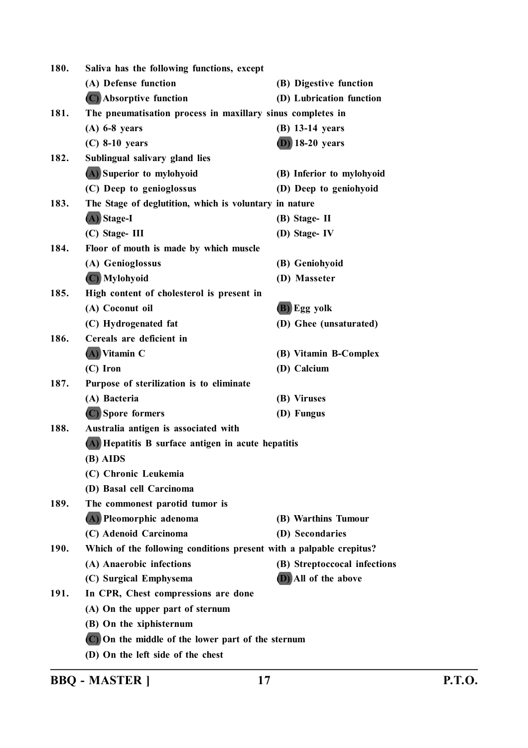180. **Saliva has the following functions, except**
   - (A) Defense function
   - (B) Digestive function
   - **(C) Absorptive function**
   - (D) Lubrication function

181. **The pneumatisation process in maxillary sinus completes in**
   - (A) 6-8 years
   - (B) 13-14 years
   - (C) 8-10 years
   - **(D) 18-20 years**

182. **Sublingual salivary gland lies**
   - **(A) Superior to mylohyoid**
   - (B) Inferior to mylohyoid
   - (C) Deep to genioglossus
   - (D) Deep to geniohyoid

183. **The Stage of deglutition, which is voluntary in nature**
   - **(A) Stage-I**
   - (B) Stage- II
   - (C) Stage- III
   - (D) Stage- IV

184. **Floor of mouth is made by which muscle**
   - (A) Genioglossus
   - (B) Geniohyoid
   - **(C) Mylohyoid**
   - (D) Masseter

185. **High content of cholesterol is present in**
   - (A) Coconut oil
   - **(B) Egg yolk**
   - (C) Hydrogenated fat
   - (D) Ghee (unsaturated)

186. **Cereals are deficient in**
   - **(A) Vitamin C**
   - (B) Vitamin B-Complex
   - (C) Iron
   - (D) Calcium

187. **Purpose of sterilization is to eliminate**
   - (A) Bacteria
   - (B) Viruses
   - **(C) Spore formers**
   - (D) Fungus

188. **Australia antigen is associated with**
   - **(A) Hepatitis B surface antigen in acute hepatitis**
   - (B) AIDS
   - (C) Chronic Leukemia
   - (D) Basal cell Carcinoma

189. **The commonest parotid tumor is**
   - **(A) Pleomorphic adenoma**
   - (B) Warthins Tumour
   - (C) Adenoid Carcinoma
   - (D) Secondaries

190. **Which of the following conditions present with a palpable crepitus?**
   - (A) Anaerobic infections
   - (B) Streptoccocal infections
   - (C) Surgical Emphysema
   - **(D) All of the above**

191. **In CPR, Chest compressions are done**
   - (A) On the upper part of sternum
   - (B) On the xiphisternum
   - **(C) On the middle of the lower part of the sternum**
   - (D) On the left side of the chest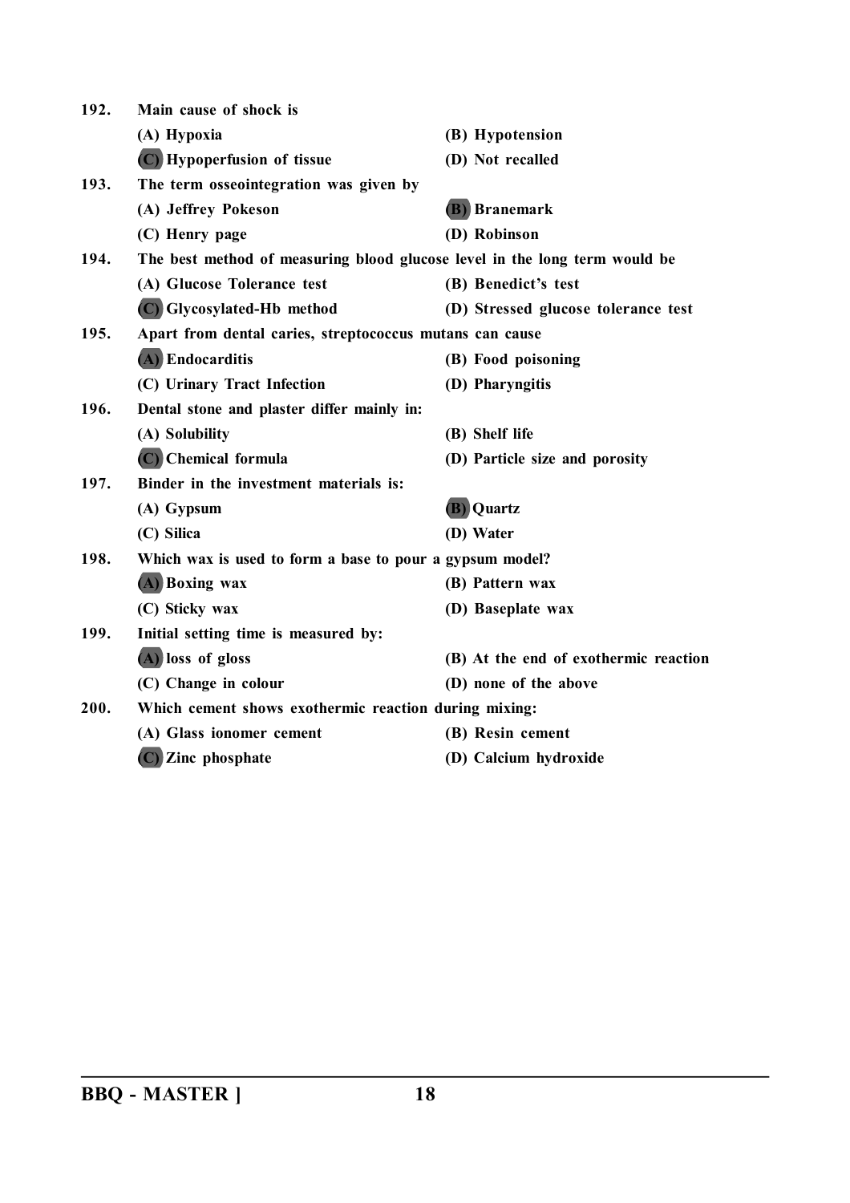192. **Main cause of shock is**

(A) Hypoxia
(B) Hypotension
(C) Hypoperfusion of tissue
(D) Not recalled

193. **The term osseointegration was given by**

(A) Jeffrey Pokeson
(B) Branemark
(C) Henry page
(D) Robinson

194. **The best method of measuring blood glucose level in the long term would be**

(A) Glucose Tolerance test
(B) Benedict's test
(C) Glycosylated-Hb method
(D) Stressed glucose tolerance test

195. **Apart from dental caries, streptococcus mutans can cause**

(A) Endocarditis
(B) Food poisoning
(C) Urinary Tract Infection
(D) Pharyngitis

196. **Dental stone and plaster differ mainly in:**

(A) Solubility
(B) Shelf life
(C) Chemical formula
(D) Particle size and porosity

197. **Binder in the investment materials is:**

(A) Gypsum
(B) Quartz
(C) Silica
(D) Water

198. **Which wax is used to form a base to pour a gypsum model?**

(A) Boxing wax
(B) Pattern wax
(C) Sticky wax
(D) Baseplate wax

199. **Initial setting time is measured by:**

(A) loss of gloss
(B) At the end of exothermic reaction
(C) Change in colour
(D) none of the above

200. **Which cement shows exothermic reaction during mixing:**

(A) Glass ionomer cement
(B) Resin cement
(C) Zinc phosphate
(D) Calcium hydroxide